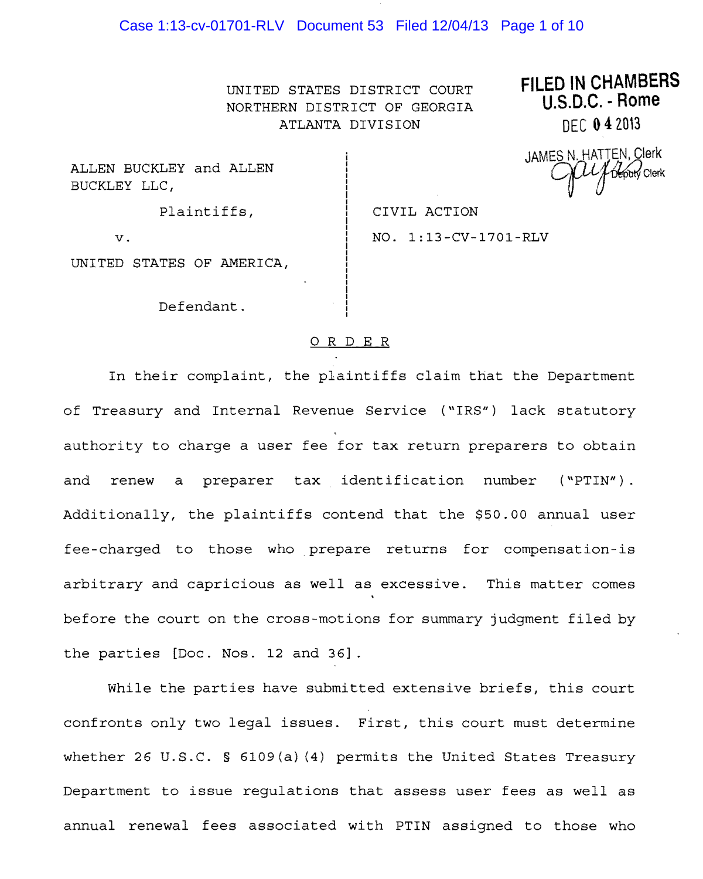FILED IN CHAMBERS
U.S.D.C. - Rome

DEC 04 2013

JAMES N. HATTEN, Clerk
Deputy Clerk

UNITED STATES DISTRICT COURT
NORTHERN DISTRICT OF GEORGIA
ATLANTA DIVISION

ALLEN BUCKLEY and ALLEN BUCKLEY LLC,

Plaintiffs,

v.

UNITED STATES OF AMERICA,

Defendant.

CIVIL ACTION

NO. 1:13-CV-1701-RLV

## O R D E R

In their complaint, the plaintiffs claim that the Department of Treasury and Internal Revenue Service ("IRS") lack statutory authority to charge a user fee for tax return preparers to obtain and renew a preparer tax identification number ("PTIN"). Additionally, the plaintiffs contend that the $50.00 annual user fee-charged to those who prepare returns for compensation-is arbitrary and capricious as well as excessive. This matter comes before the court on the cross-motions for summary judgment filed by the parties [Doc. Nos. 12 and 36].

While the parties have submitted extensive briefs, this court confronts only two legal issues. First, this court must determine whether 26 U.S.C. § 6109(a)(4) permits the United States Treasury Department to issue regulations that assess user fees as well as annual renewal fees associated with PTIN assigned to those who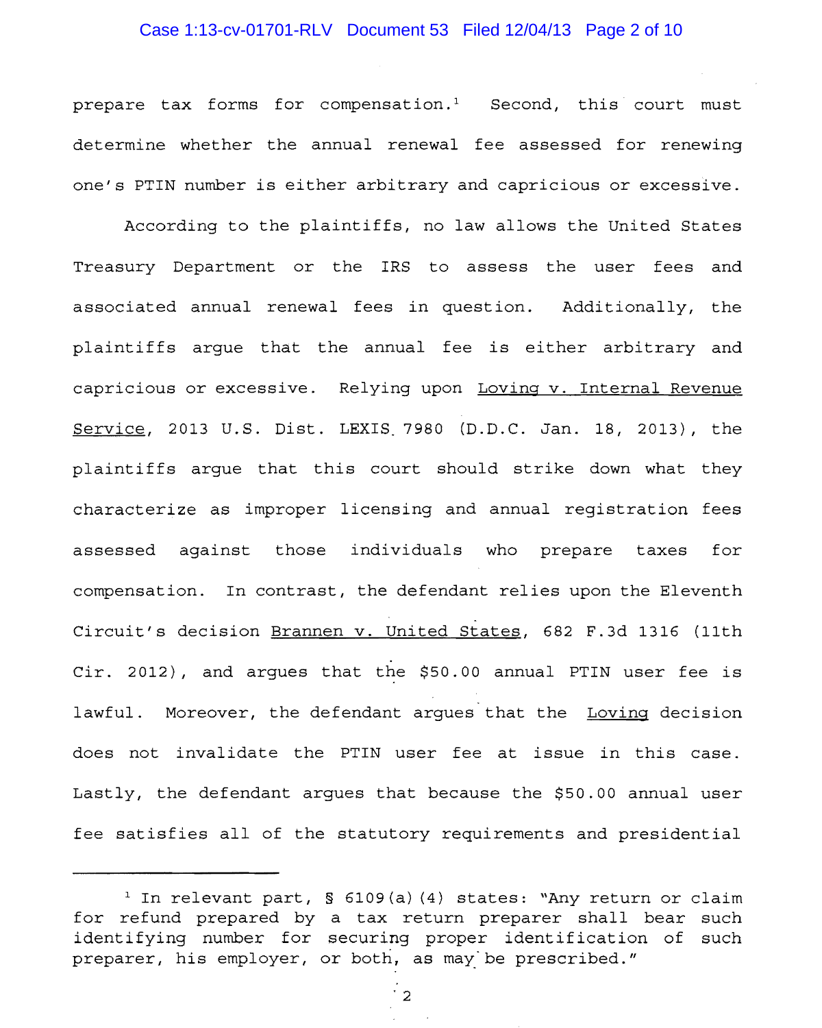prepare tax forms for compensation.[1] Second, this court must determine whether the annual renewal fee assessed for renewing one's PTIN number is either arbitrary and capricious or excessive.

According to the plaintiffs, no law allows the United States Treasury Department or the IRS to assess the user fees and associated annual renewal fees in question. Additionally, the plaintiffs argue that the annual fee is either arbitrary and capricious or excessive. Relying upon Loving v. Internal Revenue Service, 2013 U.S. Dist. LEXIS 7980 (D.D.C. Jan. 18, 2013), the plaintiffs argue that this court should strike down what they characterize as improper licensing and annual registration fees assessed against those individuals who prepare taxes for compensation. In contrast, the defendant relies upon the Eleventh Circuit's decision Brannen v. United States, 682 F.3d 1316 (11th Cir. 2012), and argues that the $50.00 annual PTIN user fee is lawful. Moreover, the defendant argues that the Loving decision does not invalidate the PTIN user fee at issue in this case. Lastly, the defendant argues that because the $50.00 annual user fee satisfies all of the statutory requirements and presidential

---

[1] In relevant part, § 6109(a)(4) states: "Any return or claim for refund prepared by a tax return preparer shall bear such identifying number for securing proper identification of such preparer, his employer, or both, as may be prescribed."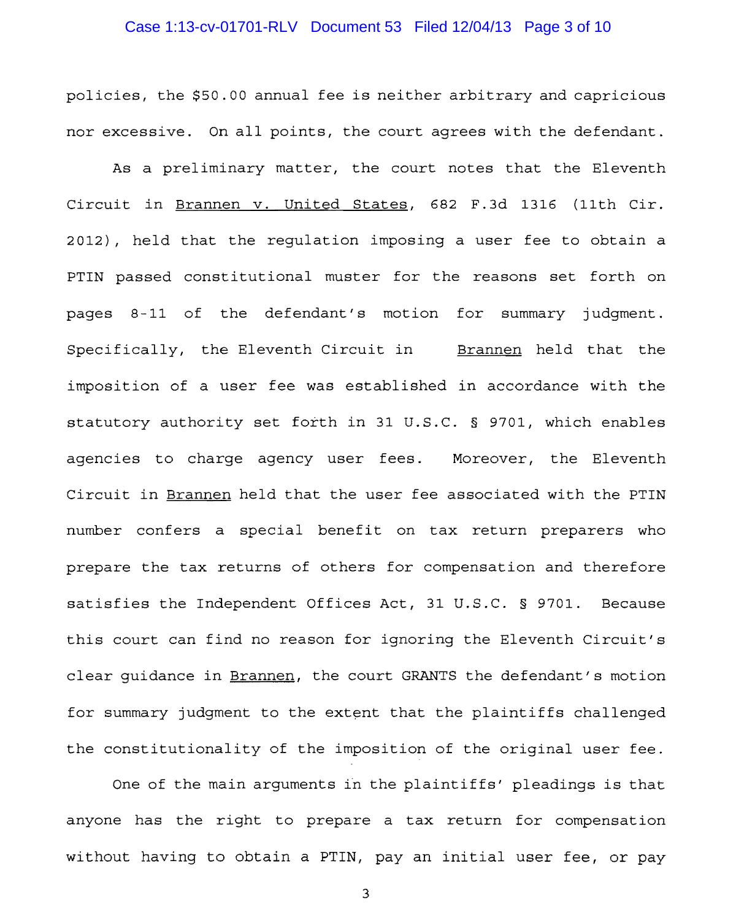policies, the $50.00 annual fee is neither arbitrary and capricious nor excessive. On all points, the court agrees with the defendant.

As a preliminary matter, the court notes that the Eleventh Circuit in Brannen v. United States, 682 F.3d 1316 (11th Cir. 2012), held that the regulation imposing a user fee to obtain a PTIN passed constitutional muster for the reasons set forth on pages 8-11 of the defendant's motion for summary judgment. Specifically, the Eleventh Circuit in Brannen held that the imposition of a user fee was established in accordance with the statutory authority set forth in 31 U.S.C. § 9701, which enables agencies to charge agency user fees. Moreover, the Eleventh Circuit in Brannen held that the user fee associated with the PTIN number confers a special benefit on tax return preparers who prepare the tax returns of others for compensation and therefore satisfies the Independent Offices Act, 31 U.S.C. § 9701. Because this court can find no reason for ignoring the Eleventh Circuit's clear guidance in Brannen, the court GRANTS the defendant's motion for summary judgment to the extent that the plaintiffs challenged the constitutionality of the imposition of the original user fee.

One of the main arguments in the plaintiffs' pleadings is that anyone has the right to prepare a tax return for compensation without having to obtain a PTIN, pay an initial user fee, or pay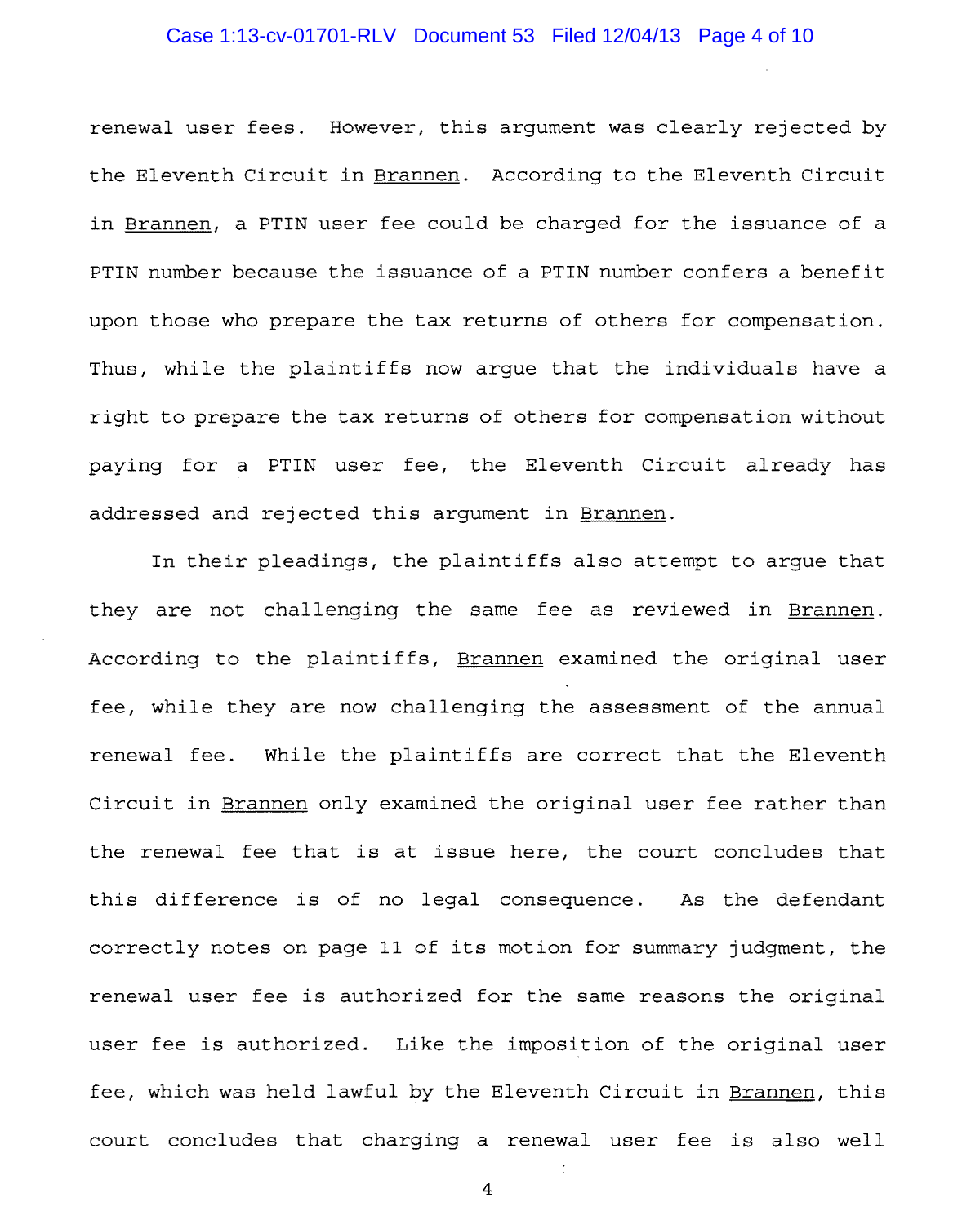renewal user fees. However, this argument was clearly rejected by the Eleventh Circuit in Brannen. According to the Eleventh Circuit in Brannen, a PTIN user fee could be charged for the issuance of a PTIN number because the issuance of a PTIN number confers a benefit upon those who prepare the tax returns of others for compensation. Thus, while the plaintiffs now argue that the individuals have a right to prepare the tax returns of others for compensation without paying for a PTIN user fee, the Eleventh Circuit already has addressed and rejected this argument in Brannen.

In their pleadings, the plaintiffs also attempt to argue that they are not challenging the same fee as reviewed in Brannen. According to the plaintiffs, Brannen examined the original user fee, while they are now challenging the assessment of the annual renewal fee. While the plaintiffs are correct that the Eleventh Circuit in Brannen only examined the original user fee rather than the renewal fee that is at issue here, the court concludes that this difference is of no legal consequence. As the defendant correctly notes on page 11 of its motion for summary judgment, the renewal user fee is authorized for the same reasons the original user fee is authorized. Like the imposition of the original user fee, which was held lawful by the Eleventh Circuit in Brannen, this court concludes that charging a renewal user fee is also well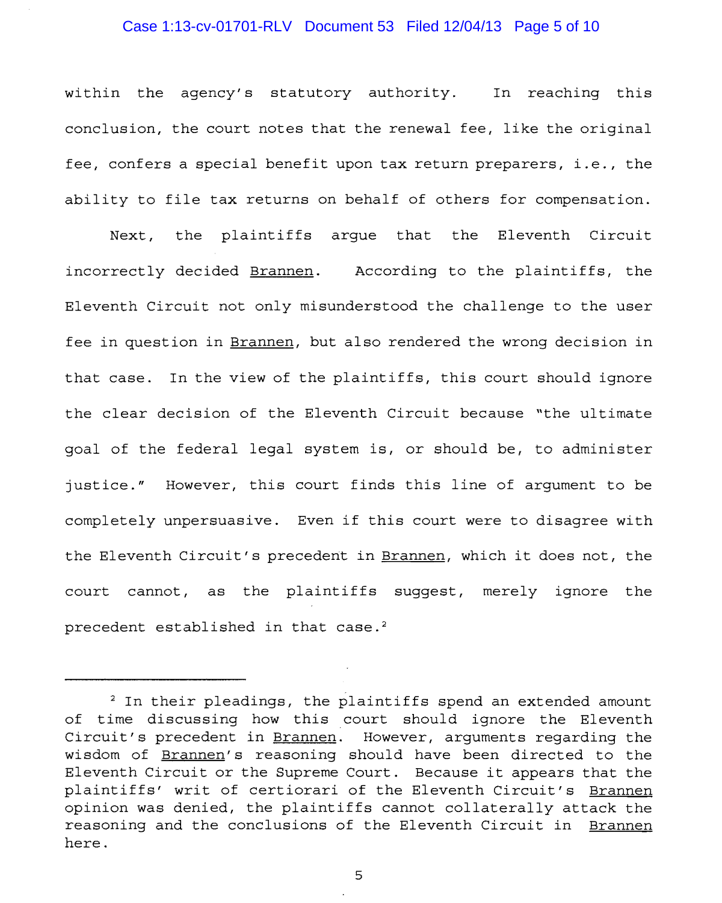within the agency's statutory authority. In reaching this conclusion, the court notes that the renewal fee, like the original fee, confers a special benefit upon tax return preparers, i.e., the ability to file tax returns on behalf of others for compensation.

Next, the plaintiffs argue that the Eleventh Circuit incorrectly decided Brannen. According to the plaintiffs, the Eleventh Circuit not only misunderstood the challenge to the user fee in question in Brannen, but also rendered the wrong decision in that case. In the view of the plaintiffs, this court should ignore the clear decision of the Eleventh Circuit because "the ultimate goal of the federal legal system is, or should be, to administer justice." However, this court finds this line of argument to be completely unpersuasive. Even if this court were to disagree with the Eleventh Circuit's precedent in Brannen, which it does not, the court cannot, as the plaintiffs suggest, merely ignore the precedent established in that case.[2]

---

[2] In their pleadings, the plaintiffs spend an extended amount of time discussing how this court should ignore the Eleventh Circuit's precedent in Brannen. However, arguments regarding the wisdom of Brannen's reasoning should have been directed to the Eleventh Circuit or the Supreme Court. Because it appears that the plaintiffs' writ of certiorari of the Eleventh Circuit's Brannen opinion was denied, the plaintiffs cannot collaterally attack the reasoning and the conclusions of the Eleventh Circuit in Brannen here.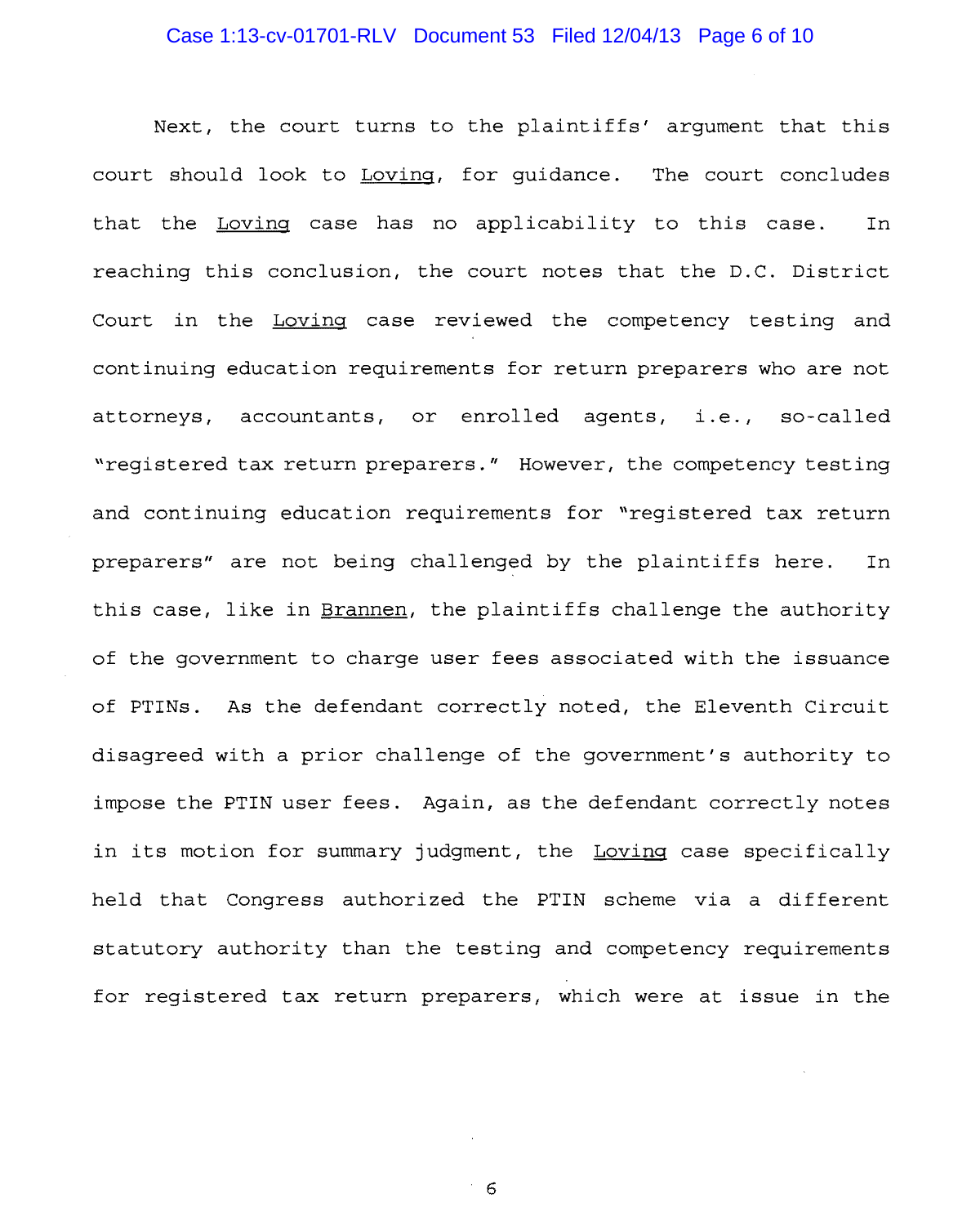Next, the court turns to the plaintiffs' argument that this court should look to Loving, for guidance. The court concludes that the Loving case has no applicability to this case. In reaching this conclusion, the court notes that the D.C. District Court in the Loving case reviewed the competency testing and continuing education requirements for return preparers who are not attorneys, accountants, or enrolled agents, i.e., so-called "registered tax return preparers." However, the competency testing and continuing education requirements for "registered tax return preparers" are not being challenged by the plaintiffs here. In this case, like in Brannen, the plaintiffs challenge the authority of the government to charge user fees associated with the issuance of PTINs. As the defendant correctly noted, the Eleventh Circuit disagreed with a prior challenge of the government's authority to impose the PTIN user fees. Again, as the defendant correctly notes in its motion for summary judgment, the Loving case specifically held that Congress authorized the PTIN scheme via a different statutory authority than the testing and competency requirements for registered tax return preparers, which were at issue in the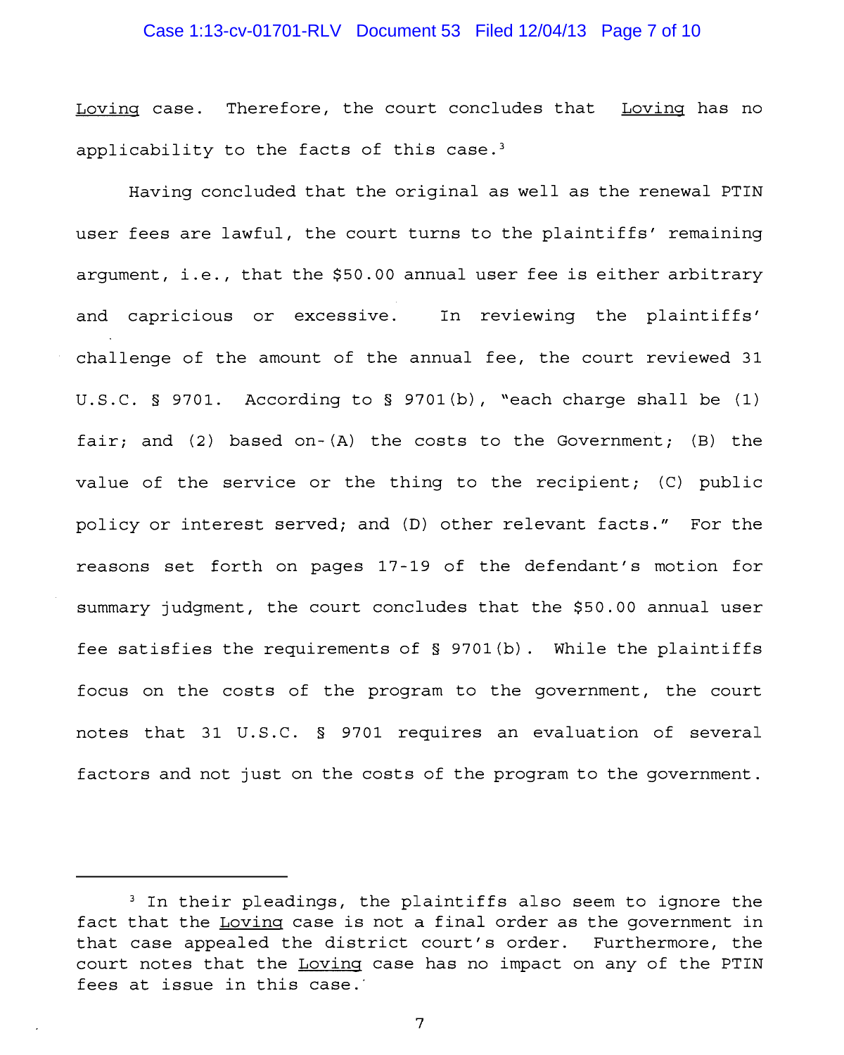Loving case. Therefore, the court concludes that Loving has no applicability to the facts of this case.[3]

Having concluded that the original as well as the renewal PTIN user fees are lawful, the court turns to the plaintiffs' remaining argument, i.e., that the $50.00 annual user fee is either arbitrary and capricious or excessive. In reviewing the plaintiffs' challenge of the amount of the annual fee, the court reviewed 31 U.S.C. § 9701. According to § 9701(b), "each charge shall be (1) fair; and (2) based on-(A) the costs to the Government; (B) the value of the service or the thing to the recipient; (C) public policy or interest served; and (D) other relevant facts." For the reasons set forth on pages 17-19 of the defendant's motion for summary judgment, the court concludes that the $50.00 annual user fee satisfies the requirements of § 9701(b). While the plaintiffs focus on the costs of the program to the government, the court notes that 31 U.S.C. § 9701 requires an evaluation of several factors and not just on the costs of the program to the government.

---

[3] In their pleadings, the plaintiffs also seem to ignore the fact that the Loving case is not a final order as the government in that case appealed the district court's order. Furthermore, the court notes that the Loving case has no impact on any of the PTIN fees at issue in this case.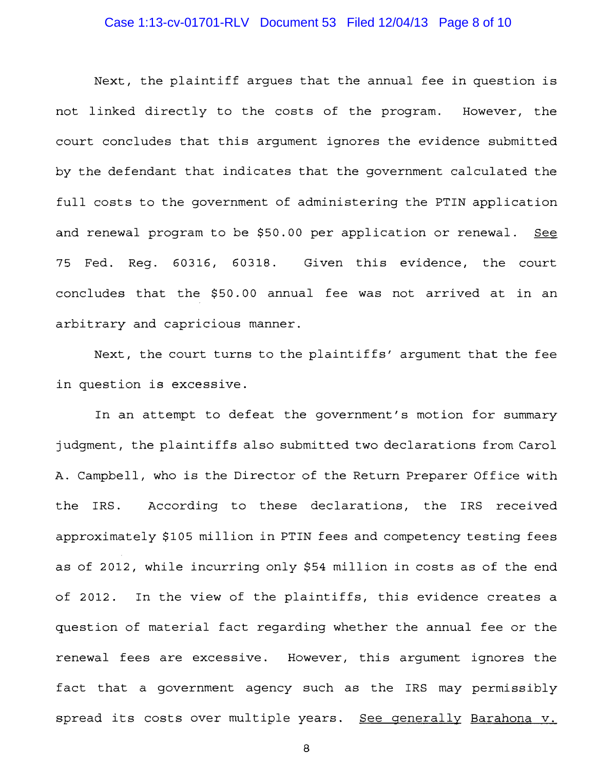Next, the plaintiff argues that the annual fee in question is not linked directly to the costs of the program. However, the court concludes that this argument ignores the evidence submitted by the defendant that indicates that the government calculated the full costs to the government of administering the PTIN application and renewal program to be $50.00 per application or renewal. See 75 Fed. Reg. 60316, 60318. Given this evidence, the court concludes that the $50.00 annual fee was not arrived at in an arbitrary and capricious manner.

Next, the court turns to the plaintiffs' argument that the fee in question is excessive.

In an attempt to defeat the government's motion for summary judgment, the plaintiffs also submitted two declarations from Carol A. Campbell, who is the Director of the Return Preparer Office with the IRS. According to these declarations, the IRS received approximately $105 million in PTIN fees and competency testing fees as of 2012, while incurring only $54 million in costs as of the end of 2012. In the view of the plaintiffs, this evidence creates a question of material fact regarding whether the annual fee or the renewal fees are excessive. However, this argument ignores the fact that a government agency such as the IRS may permissibly spread its costs over multiple years. See generally Barahona v.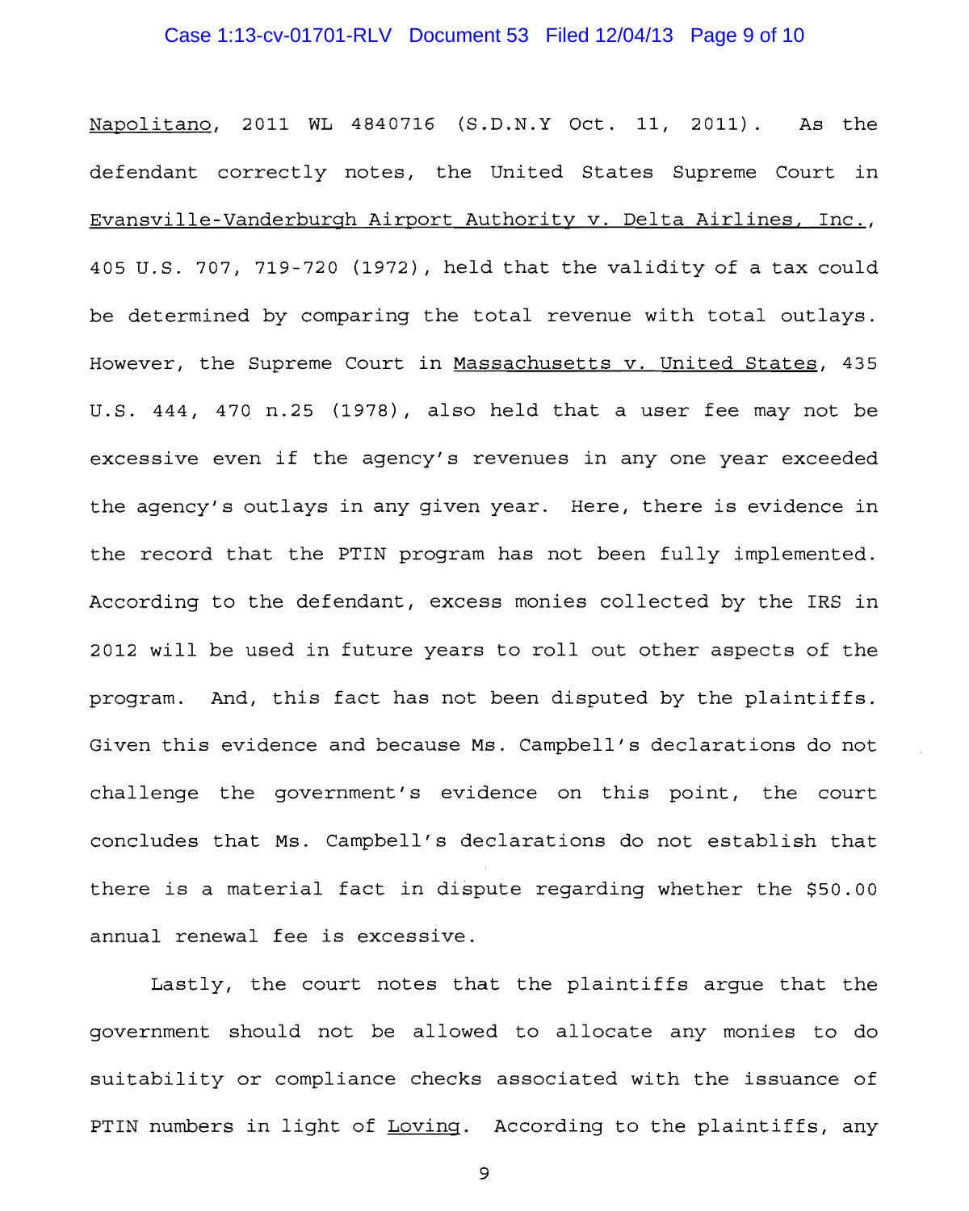Napolitano, 2011 WL 4840716 (S.D.N.Y Oct. 11, 2011). As the defendant correctly notes, the United States Supreme Court in Evansville-Vanderburgh Airport Authority v. Delta Airlines, Inc., 405 U.S. 707, 719-720 (1972), held that the validity of a tax could be determined by comparing the total revenue with total outlays. However, the Supreme Court in Massachusetts v. United States, 435 U.S. 444, 470 n.25 (1978), also held that a user fee may not be excessive even if the agency's revenues in any one year exceeded the agency's outlays in any given year. Here, there is evidence in the record that the PTIN program has not been fully implemented. According to the defendant, excess monies collected by the IRS in 2012 will be used in future years to roll out other aspects of the program. And, this fact has not been disputed by the plaintiffs. Given this evidence and because Ms. Campbell's declarations do not challenge the government's evidence on this point, the court concludes that Ms. Campbell's declarations do not establish that there is a material fact in dispute regarding whether the $50.00 annual renewal fee is excessive.

Lastly, the court notes that the plaintiffs argue that the government should not be allowed to allocate any monies to do suitability or compliance checks associated with the issuance of PTIN numbers in light of Loving. According to the plaintiffs, any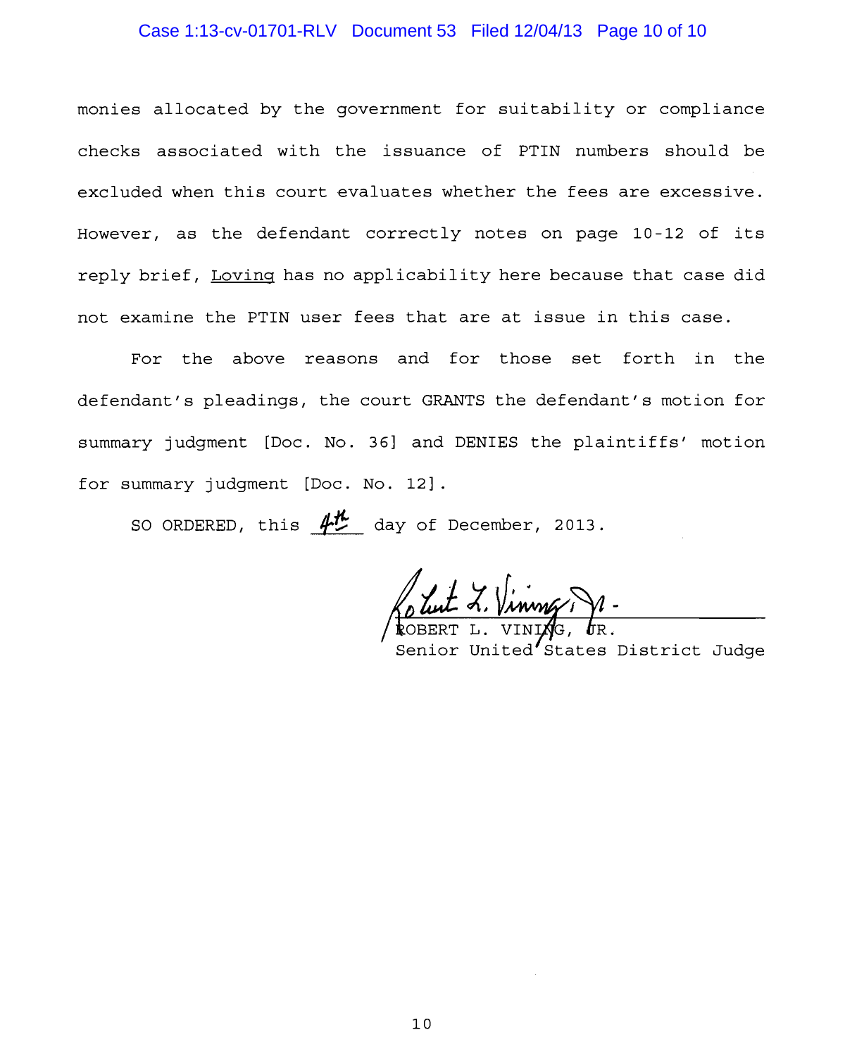monies allocated by the government for suitability or compliance checks associated with the issuance of PTIN numbers should be excluded when this court evaluates whether the fees are excessive. However, as the defendant correctly notes on page 10-12 of its reply brief, Loving has no applicability here because that case did not examine the PTIN user fees that are at issue in this case.

For the above reasons and for those set forth in the defendant's pleadings, the court GRANTS the defendant's motion for summary judgment [Doc. No. 36] and DENIES the plaintiffs' motion for summary judgment [Doc. No. 12].

SO ORDERED, this 4th day of December, 2013.

ROBERT L. VINING, JR.
Senior United States District Judge